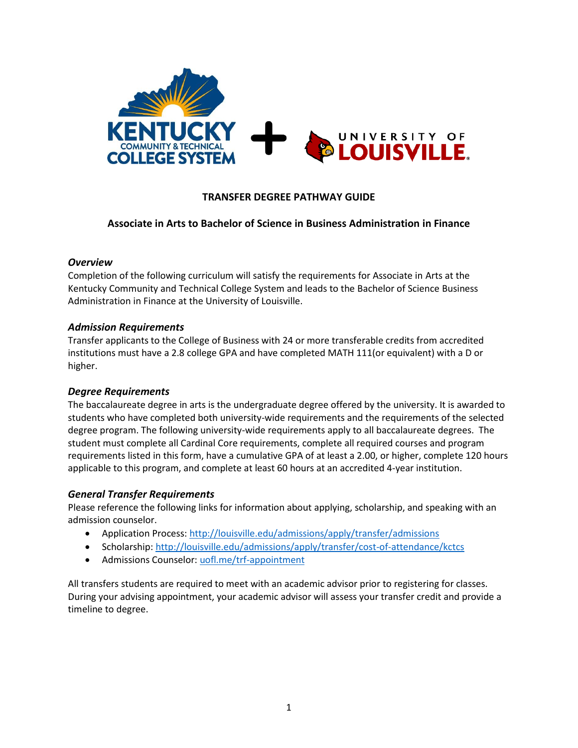# TRANSFER DEGREE PATHWAY GUIDE

## Associate in Arts to Bachelor of Science in Business Administration in Finance

### *Overview*

Completion of the following curriculum will satisfy the requirements for Associate in Arts at the Kentucky Community and Technical College System and leads to the Bachelor of Science Business Administration in Finance at the University of Louisville.

### *Admission Requirements*

Transfer applicants to the College of Business with 24 or more transferable credits from accredited institutions must have a 2.8 college GPA and have completed MATH 111(or equivalent) with a D or higher.

### *Degree Requirements*

The baccalaureate degree in arts is the undergraduate degree offered by the university. It is awarded to students who have completed both university-wide requirements and the requirements of the selected degree program. The following university-wide requirements apply to all baccalaureate degrees. The student must complete all Cardinal Core requirements, complete all required courses and program requirements listed in this form, have a cumulative GPA of at least a 2.00, or higher, complete 120 hours applicable to this program, and complete at least 60 hours at an accredited 4-year institution.

### *General Transfer Requirements*

Please reference the following links for information about applying, scholarship, and speaking with an admission counselor.

- Application Process: http://louisville.edu/admissions/apply/transfer/admissions
- Scholarship: http://louisville.edu/admissions/apply/transfer/cost-of-attendance/kctcs
- Admissions Counselor: uofl.me/trf-appointment

All transfers students are required to meet with an academic advisor prior to registering for classes. During your advising appointment, your academic advisor will assess your transfer credit and provide a timeline to degree.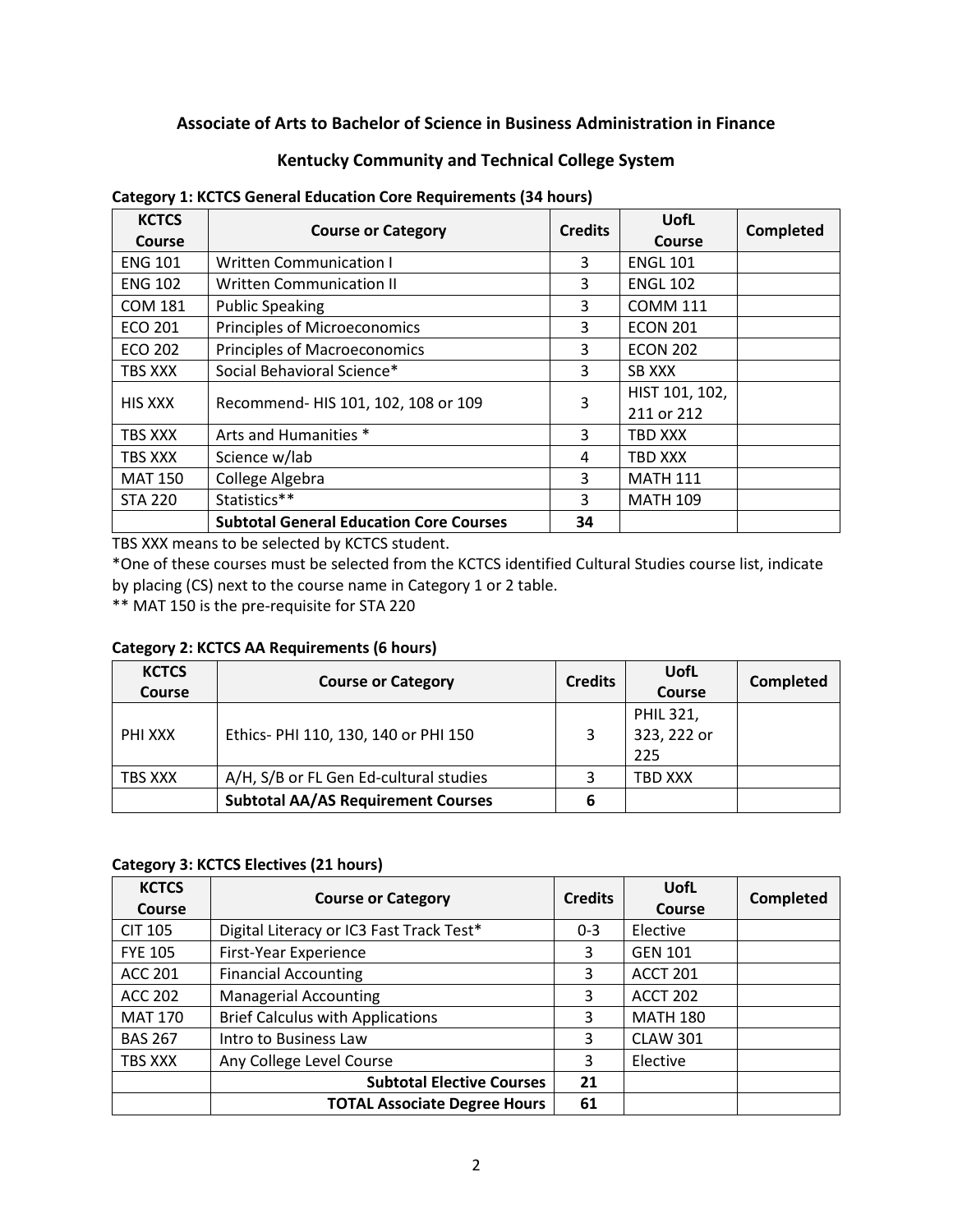## Associate of Arts to Bachelor of Science in Business Administration in Finance

## Kentucky Community and Technical College System

**Category 1: KCTCS General Education Core Requirements (34 hours)**

| KCTCS Course | Course or Category | Credits | UofL Course | Completed |
|---|---|---|---|---|
| ENG 101 | Written Communication I | 3 | ENGL 101 | |
| ENG 102 | Written Communication II | 3 | ENGL 102 | |
| COM 181 | Public Speaking | 3 | COMM 111 | |
| ECO 201 | Principles of Microeconomics | 3 | ECON 201 | |
| ECO 202 | Principles of Macroeconomics | 3 | ECON 202 | |
| TBS XXX | Social Behavioral Science* | 3 | SB XXX | |
| HIS XXX | Recommend- HIS 101, 102, 108 or 109 | 3 | HIST 101, 102, 211 or 212 | |
| TBS XXX | Arts and Humanities * | 3 | TBD XXX | |
| TBS XXX | Science w/lab | 4 | TBD XXX | |
| MAT 150 | College Algebra | 3 | MATH 111 | |
| STA 220 | Statistics** | 3 | MATH 109 | |
| | **Subtotal General Education Core Courses** | **34** | | |

TBS XXX means to be selected by KCTCS student.

*One of these courses must be selected from the KCTCS identified Cultural Studies course list, indicate by placing (CS) next to the course name in Category 1 or 2 table.

** MAT 150 is the pre-requisite for STA 220

**Category 2: KCTCS AA Requirements (6 hours)**

| KCTCS Course | Course or Category | Credits | UofL Course | Completed |
|---|---|---|---|---|
| PHI XXX | Ethics- PHI 110, 130, 140 or PHI 150 | 3 | PHIL 321, 323, 222 or 225 | |
| TBS XXX | A/H, S/B or FL Gen Ed-cultural studies | 3 | TBD XXX | |
| | **Subtotal AA/AS Requirement Courses** | **6** | | |

**Category 3: KCTCS Electives (21 hours)**

| KCTCS Course | Course or Category | Credits | UofL Course | Completed |
|---|---|---|---|---|
| CIT 105 | Digital Literacy or IC3 Fast Track Test* | 0-3 | Elective | |
| FYE 105 | First-Year Experience | 3 | GEN 101 | |
| ACC 201 | Financial Accounting | 3 | ACCT 201 | |
| ACC 202 | Managerial Accounting | 3 | ACCT 202 | |
| MAT 170 | Brief Calculus with Applications | 3 | MATH 180 | |
| BAS 267 | Intro to Business Law | 3 | CLAW 301 | |
| TBS XXX | Any College Level Course | 3 | Elective | |
| | **Subtotal Elective Courses** | **21** | | |
| | **TOTAL Associate Degree Hours** | **61** | | |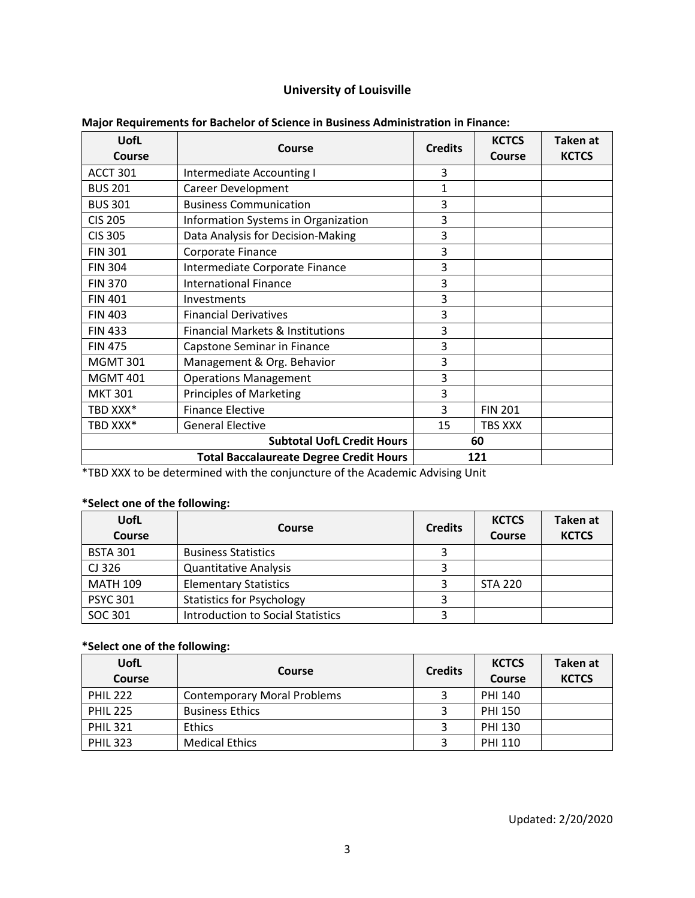## University of Louisville

**Major Requirements for Bachelor of Science in Business Administration in Finance:**

| UofL Course | Course | Credits | KCTCS Course | Taken at KCTCS |
|---|---|---|---|---|
| ACCT 301 | Intermediate Accounting I | 3 | | |
| BUS 201 | Career Development | 1 | | |
| BUS 301 | Business Communication | 3 | | |
| CIS 205 | Information Systems in Organization | 3 | | |
| CIS 305 | Data Analysis for Decision-Making | 3 | | |
| FIN 301 | Corporate Finance | 3 | | |
| FIN 304 | Intermediate Corporate Finance | 3 | | |
| FIN 370 | International Finance | 3 | | |
| FIN 401 | Investments | 3 | | |
| FIN 403 | Financial Derivatives | 3 | | |
| FIN 433 | Financial Markets & Institutions | 3 | | |
| FIN 475 | Capstone Seminar in Finance | 3 | | |
| MGMT 301 | Management & Org. Behavior | 3 | | |
| MGMT 401 | Operations Management | 3 | | |
| MKT 301 | Principles of Marketing | 3 | | |
| TBD XXX* | Finance Elective | 3 | FIN 201 | |
| TBD XXX* | General Elective | 15 | TBS XXX | |
| | **Subtotal UofL Credit Hours** | **60** | | |
| | **Total Baccalaureate Degree Credit Hours** | **121** | | |

*TBD XXX to be determined with the conjuncture of the Academic Advising Unit

**\*Select one of the following:**

| UofL Course | Course | Credits | KCTCS Course | Taken at KCTCS |
|---|---|---|---|---|
| BSTA 301 | Business Statistics | 3 | | |
| CJ 326 | Quantitative Analysis | 3 | | |
| MATH 109 | Elementary Statistics | 3 | STA 220 | |
| PSYC 301 | Statistics for Psychology | 3 | | |
| SOC 301 | Introduction to Social Statistics | 3 | | |

**\*Select one of the following:**

| UofL Course | Course | Credits | KCTCS Course | Taken at KCTCS |
|---|---|---|---|---|
| PHIL 222 | Contemporary Moral Problems | 3 | PHI 140 | |
| PHIL 225 | Business Ethics | 3 | PHI 150 | |
| PHIL 321 | Ethics | 3 | PHI 130 | |
| PHIL 323 | Medical Ethics | 3 | PHI 110 | |

Updated: 2/20/2020